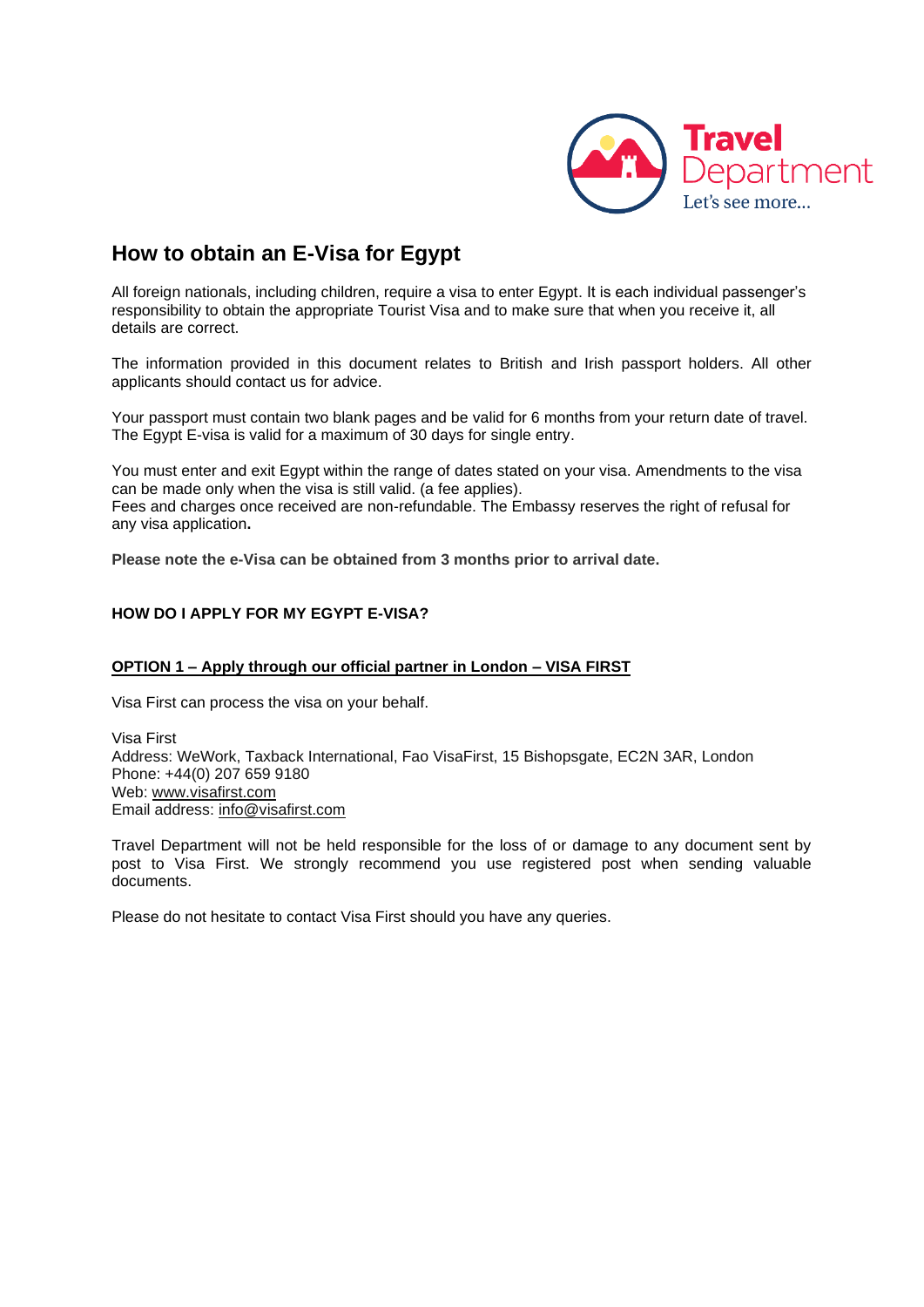# How to obtain an E-Visa for Egypt

All foreign nationals, including children, require a visa to enter Egypt. It is each individual passenger's responsibility to obtain the appropriate Tourist Visa and to make sure that when you receive it, all details are correct.

The information provided in this document relates to British and Irish passport holders. All other applicants should contact us for advice.

Your passport must contain two blank pages and be valid for 6 months from your return date of travel. The Egypt E-visa is valid for a maximum of 30 days for single entry.

You must enter and exit Egypt within the range of dates stated on your visa. Amendments to the visa can be made only when the visa is still valid. (a fee applies).
Fees and charges once received are non-refundable. The Embassy reserves the right of refusal for any visa application**.**

**Please note the e-Visa can be obtained from 3 months prior to arrival date.**

**HOW DO I APPLY FOR MY EGYPT E-VISA?**

**OPTION 1 – Apply through our official partner in London – VISA FIRST**

Visa First can process the visa on your behalf.

Visa First
Address: WeWork, Taxback International, Fao VisaFirst, 15 Bishopsgate, EC2N 3AR, London
Phone: +44(0) 207 659 9180
Web: www.visafirst.com
Email address: info@visafirst.com

Travel Department will not be held responsible for the loss of or damage to any document sent by post to Visa First. We strongly recommend you use registered post when sending valuable documents.

Please do not hesitate to contact Visa First should you have any queries.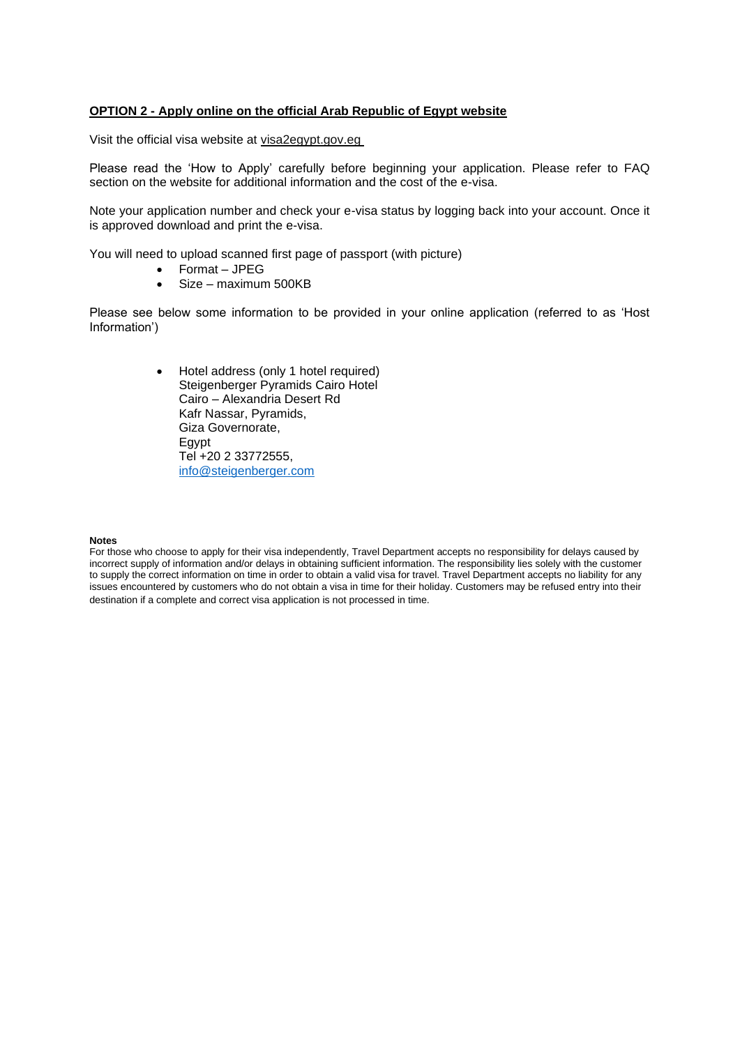**OPTION 2 - Apply online on the official Arab Republic of Egypt website**

Visit the official visa website at visa2egypt.gov.eg

Please read the 'How to Apply' carefully before beginning your application. Please refer to FAQ section on the website for additional information and the cost of the e-visa.

Note your application number and check your e-visa status by logging back into your account. Once it is approved download and print the e-visa.

You will need to upload scanned first page of passport (with picture)

- Format – JPEG
- Size – maximum 500KB

Please see below some information to be provided in your online application (referred to as 'Host Information')

- Hotel address (only 1 hotel required)
  Steigenberger Pyramids Cairo Hotel
  Cairo – Alexandria Desert Rd
  Kafr Nassar, Pyramids,
  Giza Governorate,
  Egypt
  Tel +20 2 33772555,
  info@steigenberger.com

**Notes**

For those who choose to apply for their visa independently, Travel Department accepts no responsibility for delays caused by incorrect supply of information and/or delays in obtaining sufficient information. The responsibility lies solely with the customer to supply the correct information on time in order to obtain a valid visa for travel. Travel Department accepts no liability for any issues encountered by customers who do not obtain a visa in time for their holiday. Customers may be refused entry into their destination if a complete and correct visa application is not processed in time.